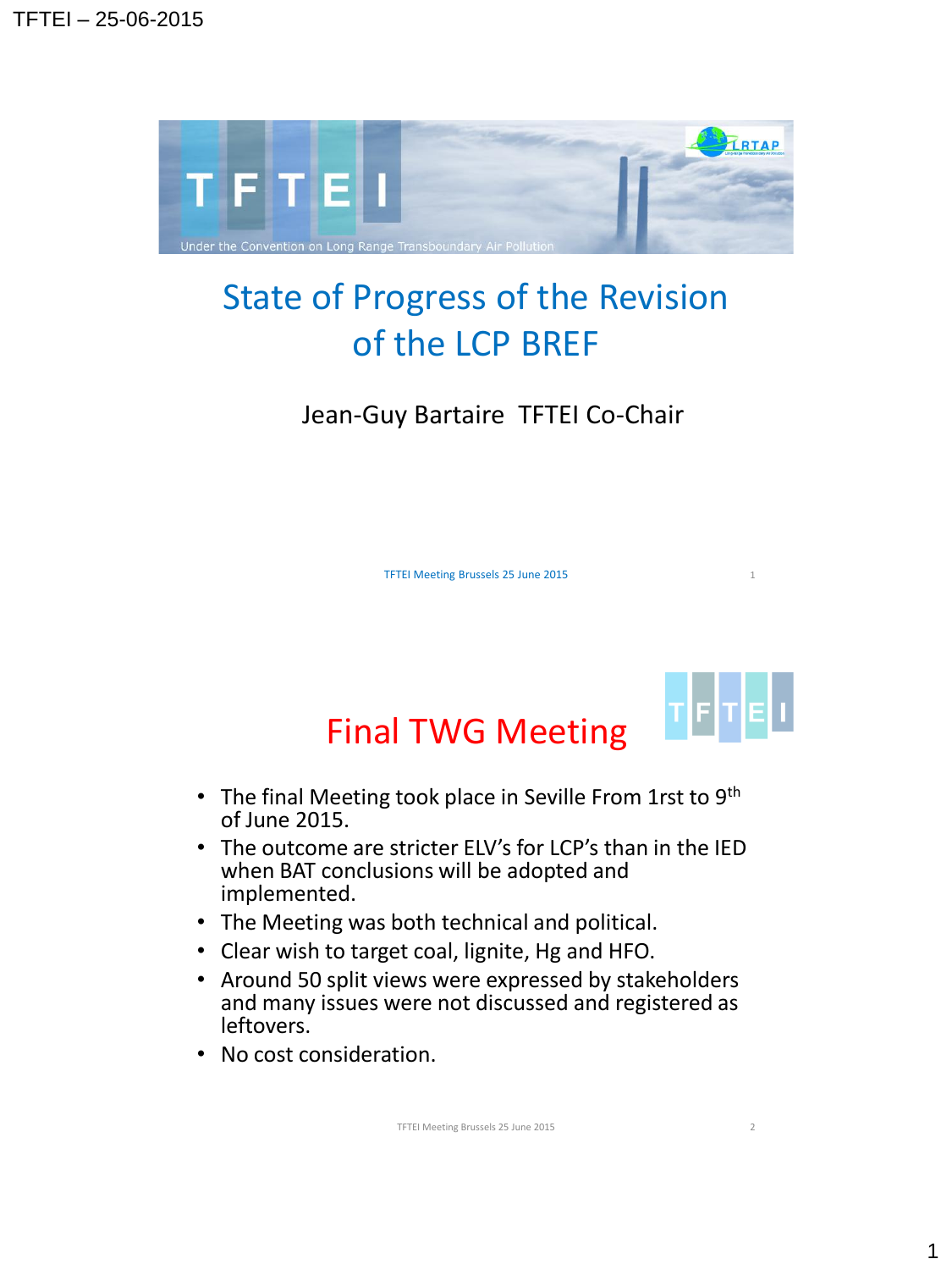# State of Progress of the Revision of the LCP BREF

Jean-Guy Bartaire TFTEI Co-Chair

TFTEI Meeting Brussels 25 June 2015

## Final TWG Meeting

- The final Meeting took place in Seville From 1rst to 9th of June 2015.
- The outcome are stricter ELV's for LCP's than in the IED when BAT conclusions will be adopted and implemented.
- The Meeting was both technical and political.
- Clear wish to target coal, lignite, Hg and HFO.
- Around 50 split views were expressed by stakeholders and many issues were not discussed and registered as leftovers.
- No cost consideration.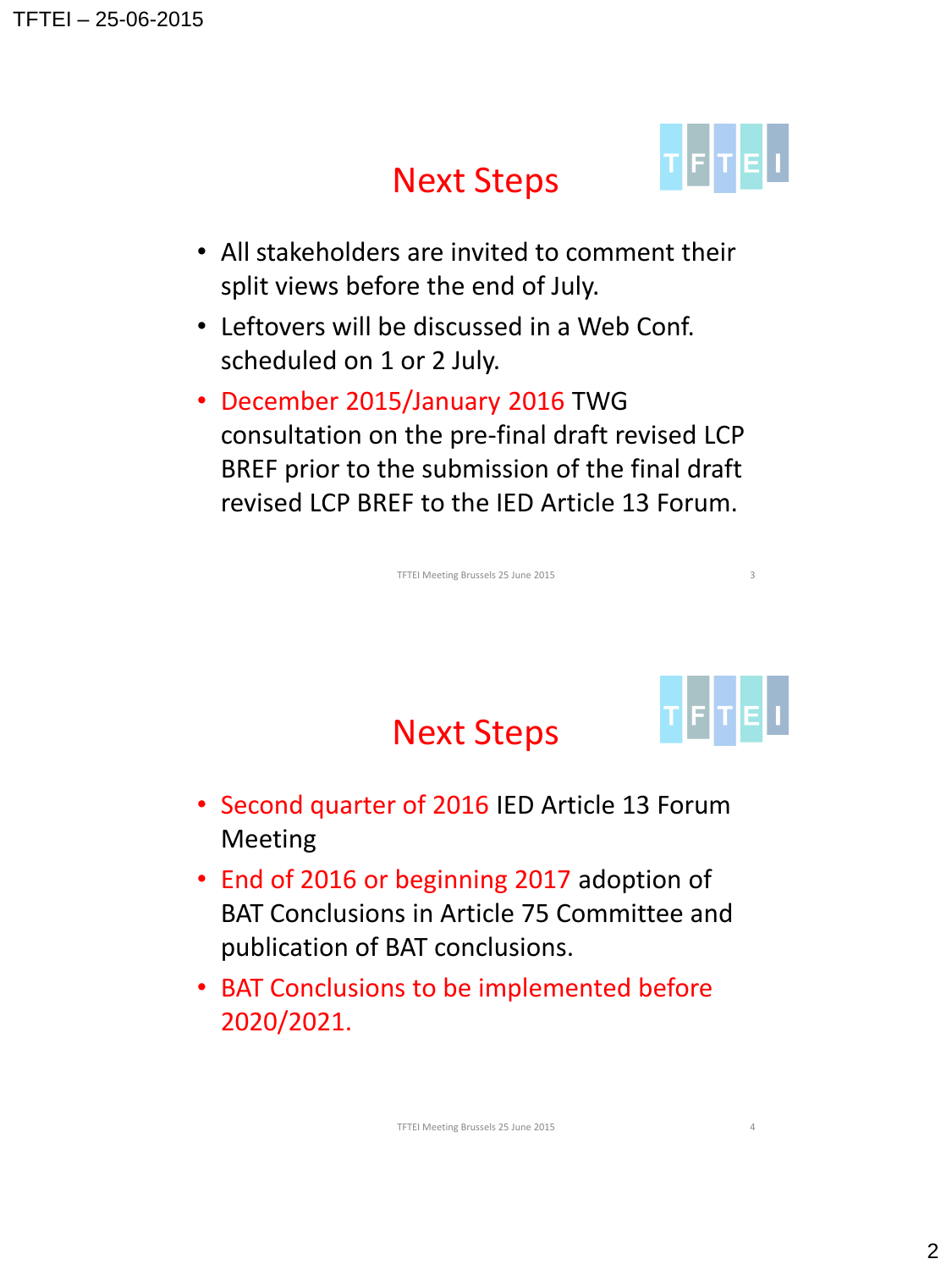## Next Steps

- All stakeholders are invited to comment their split views before the end of July.
- Leftovers will be discussed in a Web Conf. scheduled on 1 or 2 July.
- December 2015/January 2016 TWG consultation on the pre-final draft revised LCP BREF prior to the submission of the final draft revised LCP BREF to the IED Article 13 Forum.

## Next Steps

- Second quarter of 2016 IED Article 13 Forum Meeting
- End of 2016 or beginning 2017 adoption of BAT Conclusions in Article 75 Committee and publication of BAT conclusions.
- BAT Conclusions to be implemented before 2020/2021.